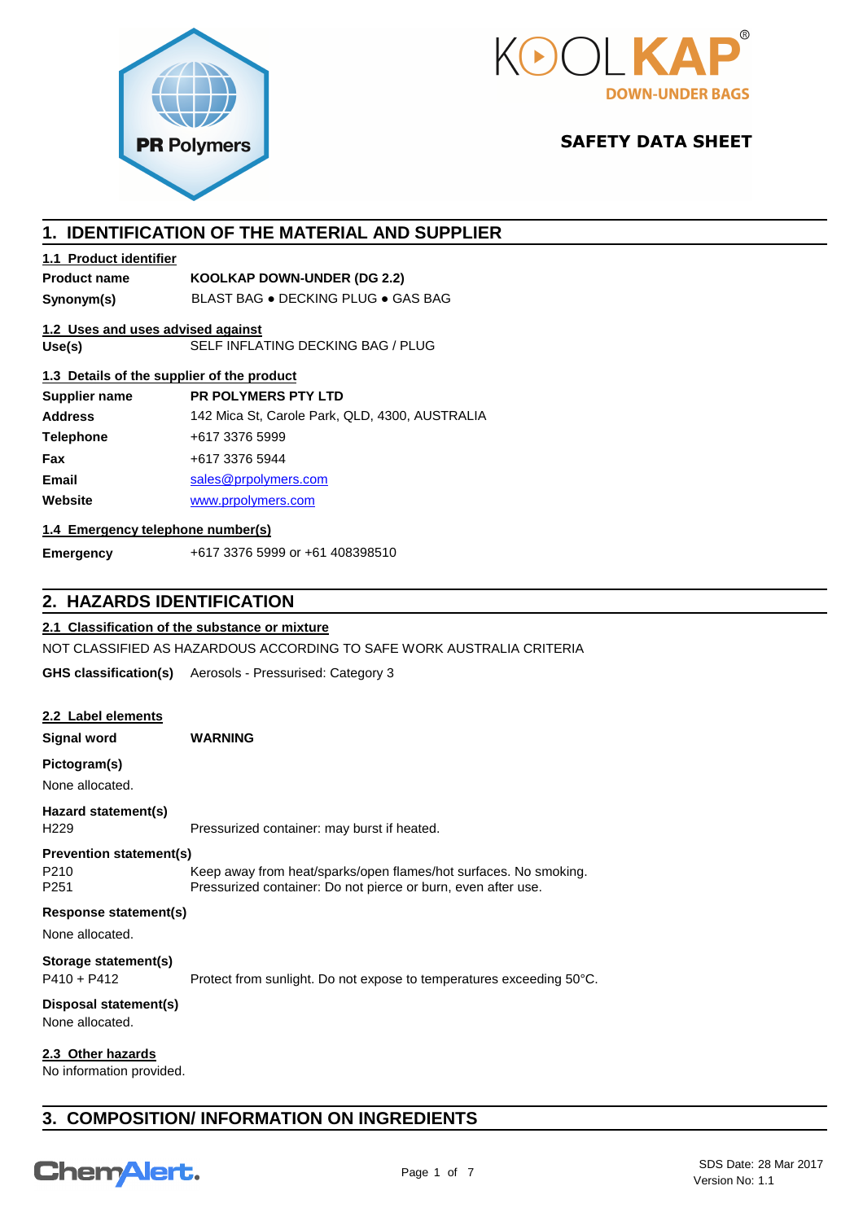# SAFETY DATA SHEET

## 1. IDENTIFICATION OF THE MATERIAL AND SUPPLIER

### 1.1 Product identifier

| | |
|---|---|
| **Product name** | **KOOLKAP DOWN-UNDER (DG 2.2)** |
| **Synonym(s)** | BLAST BAG ● DECKING PLUG ● GAS BAG |

### 1.2 Uses and uses advised against

| | |
|---|---|
| **Use(s)** | SELF INFLATING DECKING BAG / PLUG |

### 1.3 Details of the supplier of the product

| | |
|---|---|
| **Supplier name** | **PR POLYMERS PTY LTD** |
| **Address** | 142 Mica St, Carole Park, QLD, 4300, AUSTRALIA |
| **Telephone** | +617 3376 5999 |
| **Fax** | +617 3376 5944 |
| **Email** | sales@prpolymers.com |
| **Website** | www.prpolymers.com |

### 1.4 Emergency telephone number(s)

| | |
|---|---|
| **Emergency** | +617 3376 5999 or +61 408398510 |

## 2. HAZARDS IDENTIFICATION

### 2.1 Classification of the substance or mixture

NOT CLASSIFIED AS HAZARDOUS ACCORDING TO SAFE WORK AUSTRALIA CRITERIA

**GHS classification(s)** Aerosols - Pressurised: Category 3

### 2.2 Label elements

**Signal word** **WARNING**

**Pictogram(s)**

None allocated.

**Hazard statement(s)**

| | |
|---|---|
| H229 | Pressurized container: may burst if heated. |

**Prevention statement(s)**

| | |
|---|---|
| P210 | Keep away from heat/sparks/open flames/hot surfaces. No smoking. |
| P251 | Pressurized container: Do not pierce or burn, even after use. |

**Response statement(s)**

None allocated.

**Storage statement(s)**

| | |
|---|---|
| P410 + P412 | Protect from sunlight. Do not expose to temperatures exceeding 50°C. |

**Disposal statement(s)**

None allocated.

### 2.3 Other hazards

No information provided.

## 3. COMPOSITION/ INFORMATION ON INGREDIENTS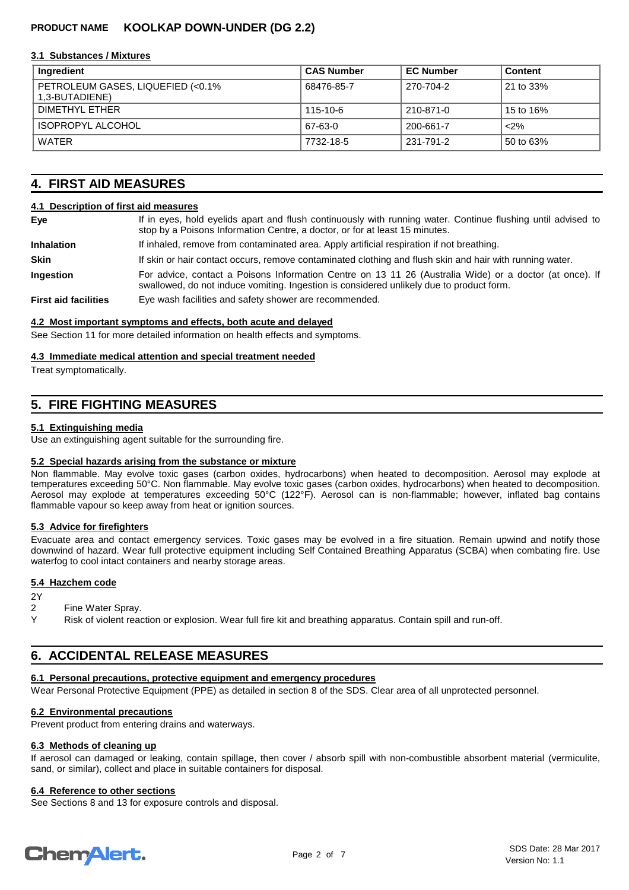**PRODUCT NAME KOOLKAP DOWN-UNDER (DG 2.2)**

### 3.1 Substances / Mixtures

| Ingredient | CAS Number | EC Number | Content |
|---|---|---|---|
| PETROLEUM GASES, LIQUEFIED (<0.1% 1,3-BUTADIENE) | 68476-85-7 | 270-704-2 | 21 to 33% |
| DIMETHYL ETHER | 115-10-6 | 210-871-0 | 15 to 16% |
| ISOPROPYL ALCOHOL | 67-63-0 | 200-661-7 | <2% |
| WATER | 7732-18-5 | 231-791-2 | 50 to 63% |

## 4. FIRST AID MEASURES

### 4.1 Description of first aid measures

**Eye** If in eyes, hold eyelids apart and flush continuously with running water. Continue flushing until advised to stop by a Poisons Information Centre, a doctor, or for at least 15 minutes.

**Inhalation** If inhaled, remove from contaminated area. Apply artificial respiration if not breathing.

**Skin** If skin or hair contact occurs, remove contaminated clothing and flush skin and hair with running water.

**Ingestion** For advice, contact a Poisons Information Centre on 13 11 26 (Australia Wide) or a doctor (at once). If swallowed, do not induce vomiting. Ingestion is considered unlikely due to product form.

**First aid facilities** Eye wash facilities and safety shower are recommended.

### 4.2 Most important symptoms and effects, both acute and delayed

See Section 11 for more detailed information on health effects and symptoms.

### 4.3 Immediate medical attention and special treatment needed

Treat symptomatically.

## 5. FIRE FIGHTING MEASURES

### 5.1 Extinguishing media

Use an extinguishing agent suitable for the surrounding fire.

### 5.2 Special hazards arising from the substance or mixture

Non flammable. May evolve toxic gases (carbon oxides, hydrocarbons) when heated to decomposition. Aerosol may explode at temperatures exceeding 50°C. Non flammable. May evolve toxic gases (carbon oxides, hydrocarbons) when heated to decomposition. Aerosol may explode at temperatures exceeding 50°C (122°F). Aerosol can is non-flammable; however, inflated bag contains flammable vapour so keep away from heat or ignition sources.

### 5.3 Advice for firefighters

Evacuate area and contact emergency services. Toxic gases may be evolved in a fire situation. Remain upwind and notify those downwind of hazard. Wear full protective equipment including Self Contained Breathing Apparatus (SCBA) when combating fire. Use waterfog to cool intact containers and nearby storage areas.

### 5.4 Hazchem code

2Y

2 Fine Water Spray.

Y Risk of violent reaction or explosion. Wear full fire kit and breathing apparatus. Contain spill and run-off.

## 6. ACCIDENTAL RELEASE MEASURES

### 6.1 Personal precautions, protective equipment and emergency procedures

Wear Personal Protective Equipment (PPE) as detailed in section 8 of the SDS. Clear area of all unprotected personnel.

### 6.2 Environmental precautions

Prevent product from entering drains and waterways.

### 6.3 Methods of cleaning up

If aerosol can damaged or leaking, contain spillage, then cover / absorb spill with non-combustible absorbent material (vermiculite, sand, or similar), collect and place in suitable containers for disposal.

### 6.4 Reference to other sections

See Sections 8 and 13 for exposure controls and disposal.

SDS Date: 28 Mar 2017
Version No: 1.1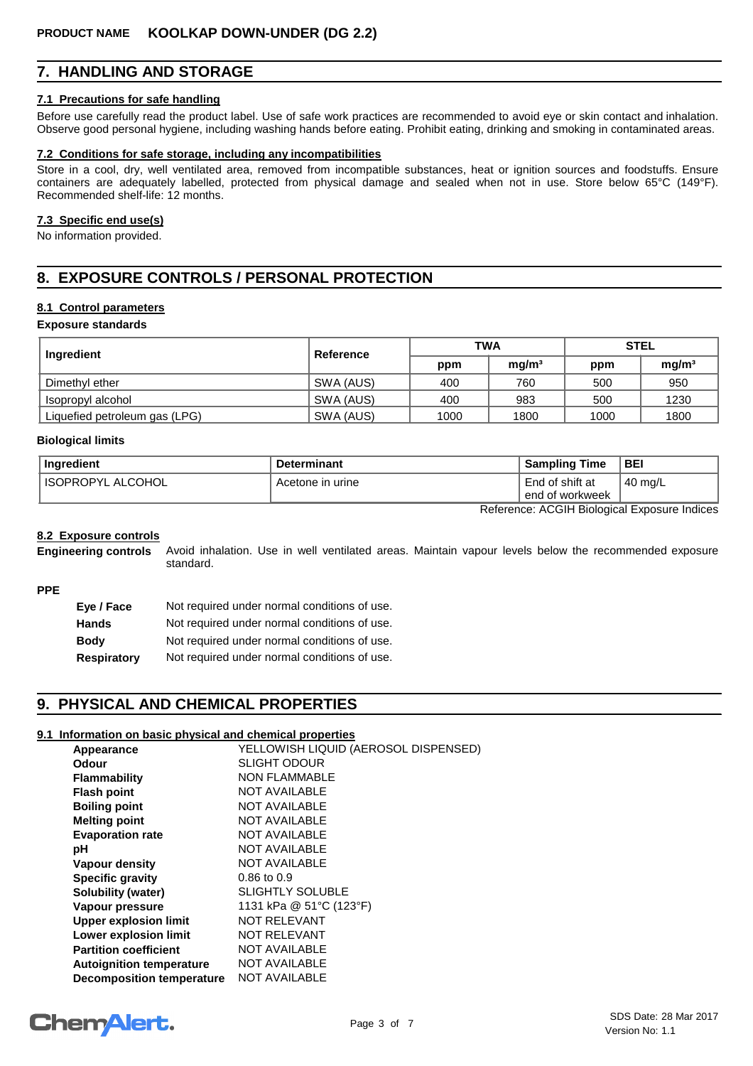## 7. HANDLING AND STORAGE

### 7.1 Precautions for safe handling

Before use carefully read the product label. Use of safe work practices are recommended to avoid eye or skin contact and inhalation. Observe good personal hygiene, including washing hands before eating. Prohibit eating, drinking and smoking in contaminated areas.

### 7.2 Conditions for safe storage, including any incompatibilities

Store in a cool, dry, well ventilated area, removed from incompatible substances, heat or ignition sources and foodstuffs. Ensure containers are adequately labelled, protected from physical damage and sealed when not in use. Store below 65°C (149°F). Recommended shelf-life: 12 months.

### 7.3 Specific end use(s)

No information provided.

## 8. EXPOSURE CONTROLS / PERSONAL PROTECTION

### 8.1 Control parameters

**Exposure standards**

| Ingredient | Reference | TWA | | STEL | |
|---|---|---|---|---|---|
| | | ppm | mg/m³ | ppm | mg/m³ |
| Dimethyl ether | SWA (AUS) | 400 | 760 | 500 | 950 |
| Isopropyl alcohol | SWA (AUS) | 400 | 983 | 500 | 1230 |
| Liquefied petroleum gas (LPG) | SWA (AUS) | 1000 | 1800 | 1000 | 1800 |

**Biological limits**

| Ingredient | Determinant | Sampling Time | BEI |
|---|---|---|---|
| ISOPROPYL ALCOHOL | Acetone in urine | End of shift at end of workweek | 40 mg/L |

Reference: ACGIH Biological Exposure Indices

### 8.2 Exposure controls

**Engineering controls** Avoid inhalation. Use in well ventilated areas. Maintain vapour levels below the recommended exposure standard.

**PPE**

- **Eye / Face** Not required under normal conditions of use.
- **Hands** Not required under normal conditions of use.
- **Body** Not required under normal conditions of use.
- **Respiratory** Not required under normal conditions of use.

## 9. PHYSICAL AND CHEMICAL PROPERTIES

### 9.1 Information on basic physical and chemical properties

| | |
|---|---|
| **Appearance** | YELLOWISH LIQUID (AEROSOL DISPENSED) |
| **Odour** | SLIGHT ODOUR |
| **Flammability** | NON FLAMMABLE |
| **Flash point** | NOT AVAILABLE |
| **Boiling point** | NOT AVAILABLE |
| **Melting point** | NOT AVAILABLE |
| **Evaporation rate** | NOT AVAILABLE |
| **pH** | NOT AVAILABLE |
| **Vapour density** | NOT AVAILABLE |
| **Specific gravity** | 0.86 to 0.9 |
| **Solubility (water)** | SLIGHTLY SOLUBLE |
| **Vapour pressure** | 1131 kPa @ 51°C (123°F) |
| **Upper explosion limit** | NOT RELEVANT |
| **Lower explosion limit** | NOT RELEVANT |
| **Partition coefficient** | NOT AVAILABLE |
| **Autoignition temperature** | NOT AVAILABLE |
| **Decomposition temperature** | NOT AVAILABLE |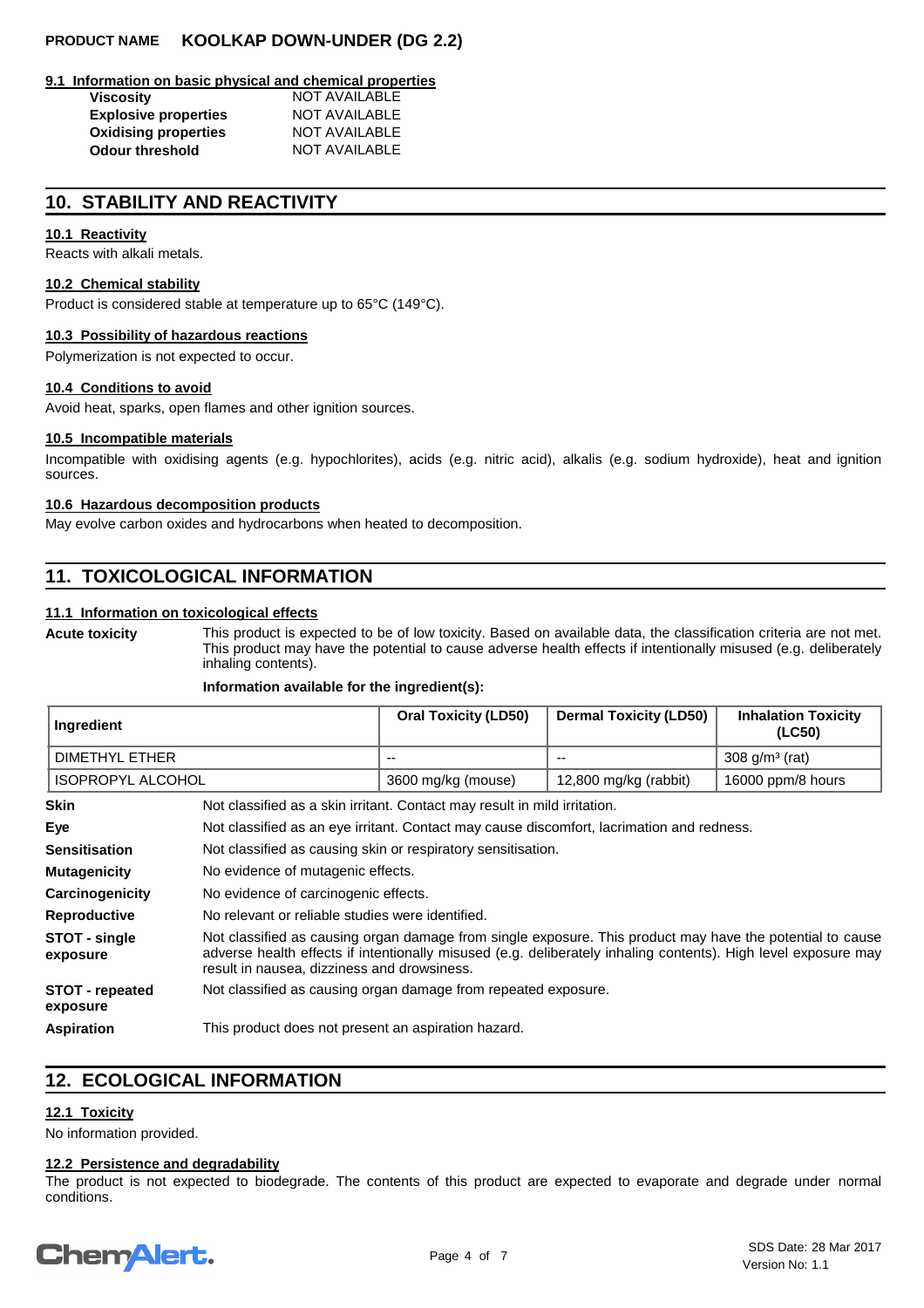#### 9.1 Information on basic physical and chemical properties

| | |
|---|---|
| **Viscosity** | NOT AVAILABLE |
| **Explosive properties** | NOT AVAILABLE |
| **Oxidising properties** | NOT AVAILABLE |
| **Odour threshold** | NOT AVAILABLE |

## 10. STABILITY AND REACTIVITY

#### 10.1 Reactivity

Reacts with alkali metals.

#### 10.2 Chemical stability

Product is considered stable at temperature up to 65°C (149°C).

#### 10.3 Possibility of hazardous reactions

Polymerization is not expected to occur.

#### 10.4 Conditions to avoid

Avoid heat, sparks, open flames and other ignition sources.

#### 10.5 Incompatible materials

Incompatible with oxidising agents (e.g. hypochlorites), acids (e.g. nitric acid), alkalis (e.g. sodium hydroxide), heat and ignition sources.

#### 10.6 Hazardous decomposition products

May evolve carbon oxides and hydrocarbons when heated to decomposition.

## 11. TOXICOLOGICAL INFORMATION

#### 11.1 Information on toxicological effects

**Acute toxicity** This product is expected to be of low toxicity. Based on available data, the classification criteria are not met. This product may have the potential to cause adverse health effects if intentionally misused (e.g. deliberately inhaling contents).

**Information available for the ingredient(s):**

| Ingredient | Oral Toxicity (LD50) | Dermal Toxicity (LD50) | Inhalation Toxicity (LC50) |
|---|---|---|---|
| DIMETHYL ETHER | -- | -- | 308 g/m³ (rat) |
| ISOPROPYL ALCOHOL | 3600 mg/kg (mouse) | 12,800 mg/kg (rabbit) | 16000 ppm/8 hours |

| | |
|---|---|
| **Skin** | Not classified as a skin irritant. Contact may result in mild irritation. |
| **Eye** | Not classified as an eye irritant. Contact may cause discomfort, lacrimation and redness. |
| **Sensitisation** | Not classified as causing skin or respiratory sensitisation. |
| **Mutagenicity** | No evidence of mutagenic effects. |
| **Carcinogenicity** | No evidence of carcinogenic effects. |
| **Reproductive** | No relevant or reliable studies were identified. |
| **STOT - single exposure** | Not classified as causing organ damage from single exposure. This product may have the potential to cause adverse health effects if intentionally misused (e.g. deliberately inhaling contents). High level exposure may result in nausea, dizziness and drowsiness. |
| **STOT - repeated exposure** | Not classified as causing organ damage from repeated exposure. |
| **Aspiration** | This product does not present an aspiration hazard. |

## 12. ECOLOGICAL INFORMATION

#### 12.1 Toxicity

No information provided.

#### 12.2 Persistence and degradability

The product is not expected to biodegrade. The contents of this product are expected to evaporate and degrade under normal conditions.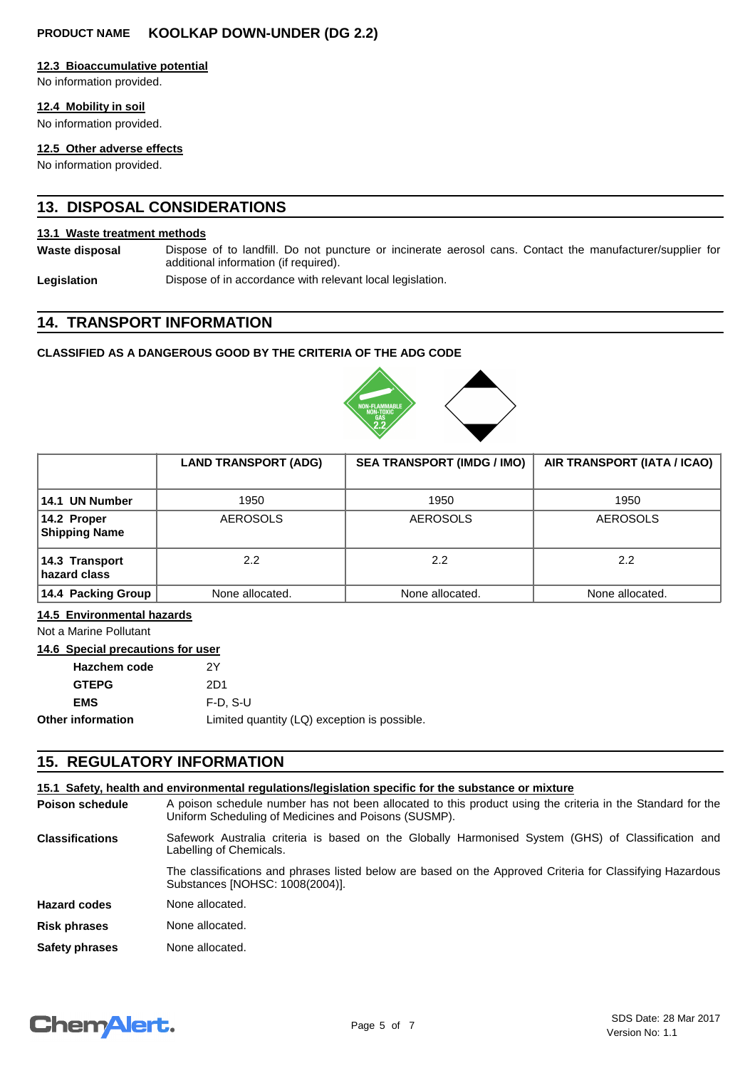#### 12.3 Bioaccumulative potential

No information provided.

#### 12.4 Mobility in soil

No information provided.

#### 12.5 Other adverse effects

No information provided.

## 13. DISPOSAL CONSIDERATIONS

#### 13.1 Waste treatment methods

**Waste disposal** Dispose of to landfill. Do not puncture or incinerate aerosol cans. Contact the manufacturer/supplier for additional information (if required).

**Legislation** Dispose of in accordance with relevant local legislation.

## 14. TRANSPORT INFORMATION

**CLASSIFIED AS A DANGEROUS GOOD BY THE CRITERIA OF THE ADG CODE**

| | LAND TRANSPORT (ADG) | SEA TRANSPORT (IMDG / IMO) | AIR TRANSPORT (IATA / ICAO) |
|---|---|---|---|
| **14.1 UN Number** | 1950 | 1950 | 1950 |
| **14.2 Proper Shipping Name** | AEROSOLS | AEROSOLS | AEROSOLS |
| **14.3 Transport hazard class** | 2.2 | 2.2 | 2.2 |
| **14.4 Packing Group** | None allocated. | None allocated. | None allocated. |

#### 14.5 Environmental hazards

Not a Marine Pollutant

#### 14.6 Special precautions for user

**Hazchem code** 2Y

**GTEPG** 2D1

**EMS** F-D, S-U

**Other information** Limited quantity (LQ) exception is possible.

## 15. REGULATORY INFORMATION

#### 15.1 Safety, health and environmental regulations/legislation specific for the substance or mixture

**Poison schedule** A poison schedule number has not been allocated to this product using the criteria in the Standard for the Uniform Scheduling of Medicines and Poisons (SUSMP).

**Classifications** Safework Australia criteria is based on the Globally Harmonised System (GHS) of Classification and Labelling of Chemicals.

The classifications and phrases listed below are based on the Approved Criteria for Classifying Hazardous Substances [NOHSC: 1008(2004)].

**Hazard codes** None allocated.

**Risk phrases** None allocated.

**Safety phrases** None allocated.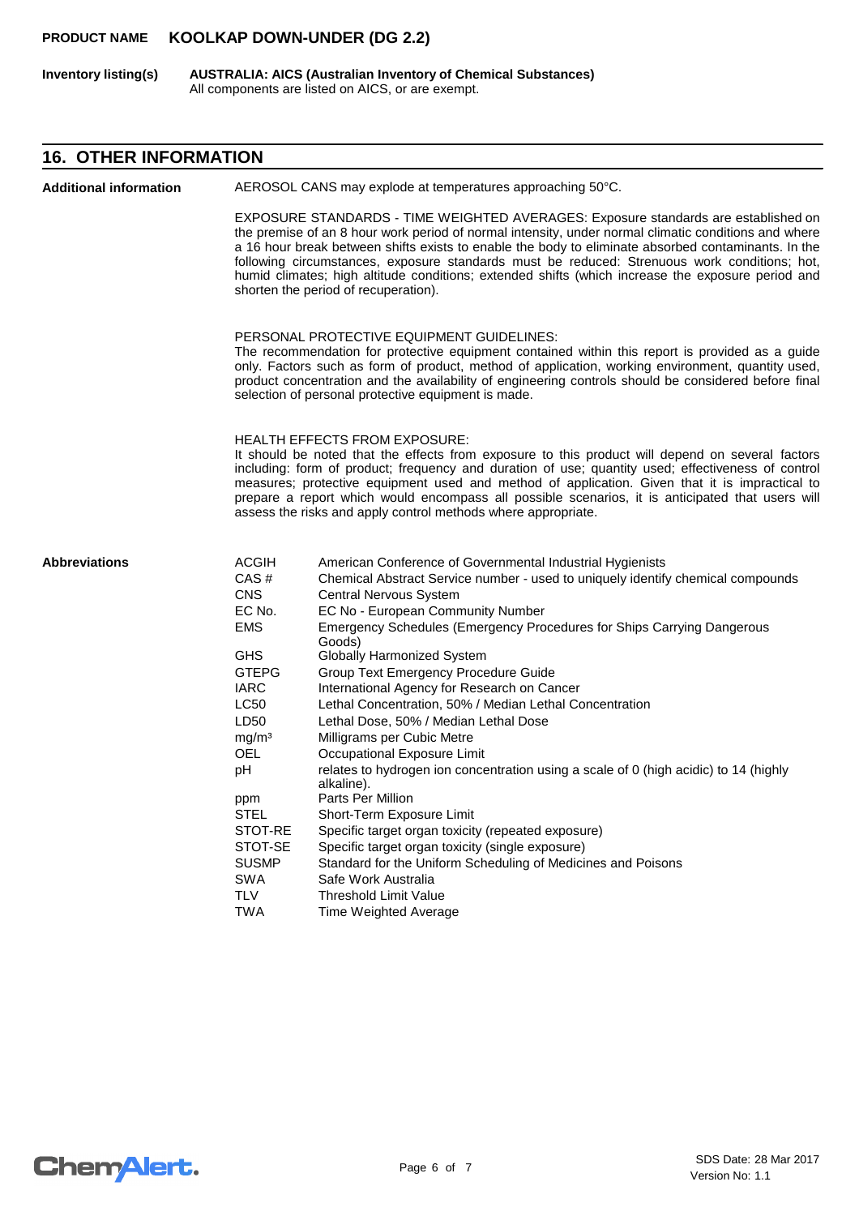**Inventory listing(s)** **AUSTRALIA: AICS (Australian Inventory of Chemical Substances)**
All components are listed on AICS, or are exempt.

## 16. OTHER INFORMATION

**Additional information**

AEROSOL CANS may explode at temperatures approaching 50°C.

EXPOSURE STANDARDS - TIME WEIGHTED AVERAGES: Exposure standards are established on the premise of an 8 hour work period of normal intensity, under normal climatic conditions and where a 16 hour break between shifts exists to enable the body to eliminate absorbed contaminants. In the following circumstances, exposure standards must be reduced: Strenuous work conditions; hot, humid climates; high altitude conditions; extended shifts (which increase the exposure period and shorten the period of recuperation).

PERSONAL PROTECTIVE EQUIPMENT GUIDELINES:
The recommendation for protective equipment contained within this report is provided as a guide only. Factors such as form of product, method of application, working environment, quantity used, product concentration and the availability of engineering controls should be considered before final selection of personal protective equipment is made.

HEALTH EFFECTS FROM EXPOSURE:
It should be noted that the effects from exposure to this product will depend on several factors including: form of product; frequency and duration of use; quantity used; effectiveness of control measures; protective equipment used and method of application. Given that it is impractical to prepare a report which would encompass all possible scenarios, it is anticipated that users will assess the risks and apply control methods where appropriate.

**Abbreviations**

| Abbreviation | Meaning |
|---|---|
| ACGIH | American Conference of Governmental Industrial Hygienists |
| CAS # | Chemical Abstract Service number - used to uniquely identify chemical compounds |
| CNS | Central Nervous System |
| EC No. | EC No - European Community Number |
| EMS | Emergency Schedules (Emergency Procedures for Ships Carrying Dangerous Goods) |
| GHS | Globally Harmonized System |
| GTEPG | Group Text Emergency Procedure Guide |
| IARC | International Agency for Research on Cancer |
| LC50 | Lethal Concentration, 50% / Median Lethal Concentration |
| LD50 | Lethal Dose, 50% / Median Lethal Dose |
| $mg/m^3$ | Milligrams per Cubic Metre |
| OEL | Occupational Exposure Limit |
| pH | relates to hydrogen ion concentration using a scale of 0 (high acidic) to 14 (highly alkaline). |
| ppm | Parts Per Million |
| STEL | Short-Term Exposure Limit |
| STOT-RE | Specific target organ toxicity (repeated exposure) |
| STOT-SE | Specific target organ toxicity (single exposure) |
| SUSMP | Standard for the Uniform Scheduling of Medicines and Poisons |
| SWA | Safe Work Australia |
| TLV | Threshold Limit Value |
| TWA | Time Weighted Average |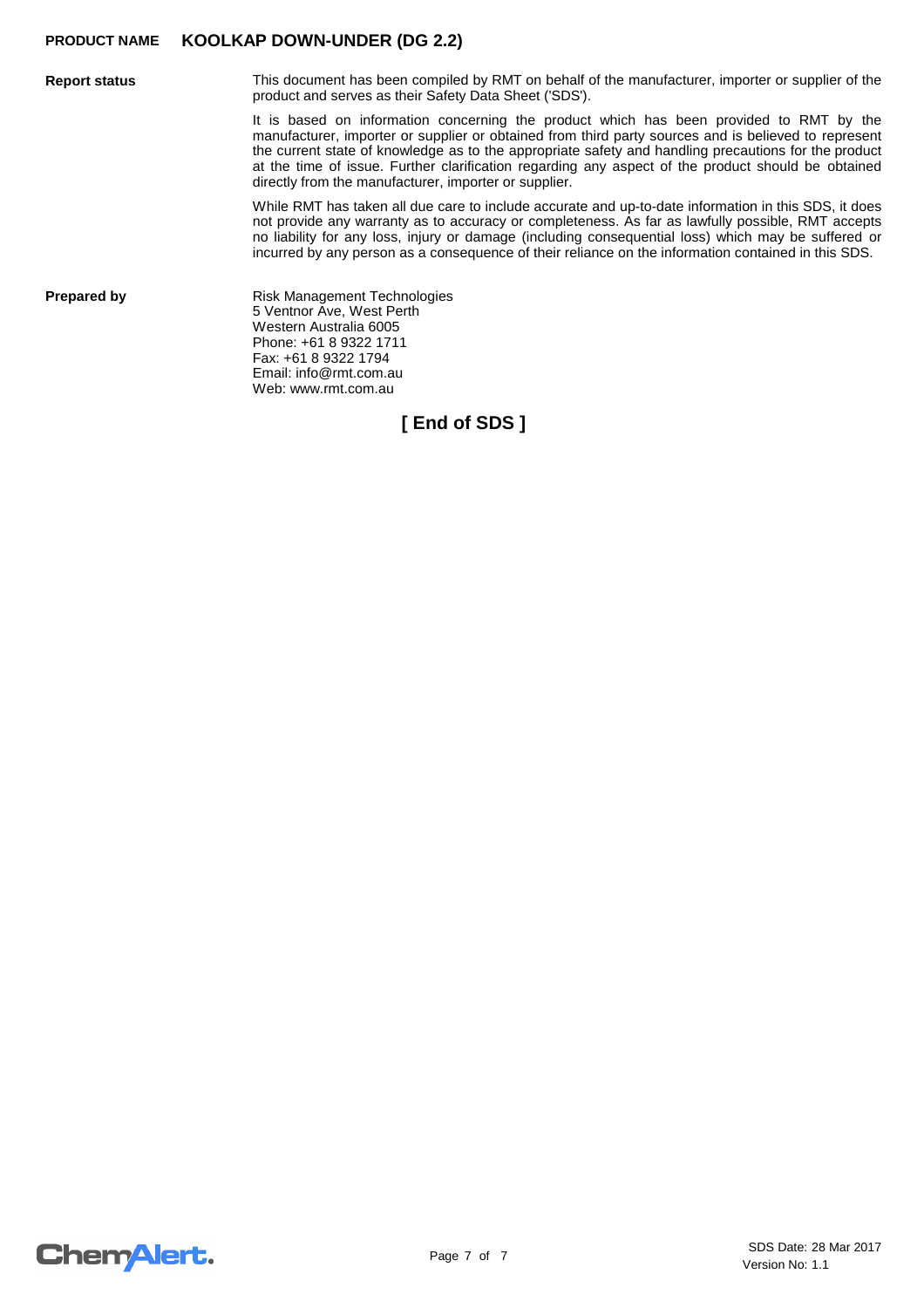**Report status**

This document has been compiled by RMT on behalf of the manufacturer, importer or supplier of the product and serves as their Safety Data Sheet ('SDS').

It is based on information concerning the product which has been provided to RMT by the manufacturer, importer or supplier or obtained from third party sources and is believed to represent the current state of knowledge as to the appropriate safety and handling precautions for the product at the time of issue. Further clarification regarding any aspect of the product should be obtained directly from the manufacturer, importer or supplier.

While RMT has taken all due care to include accurate and up-to-date information in this SDS, it does not provide any warranty as to accuracy or completeness. As far as lawfully possible, RMT accepts no liability for any loss, injury or damage (including consequential loss) which may be suffered or incurred by any person as a consequence of their reliance on the information contained in this SDS.

**Prepared by**

Risk Management Technologies
5 Ventnor Ave, West Perth
Western Australia 6005
Phone: +61 8 9322 1711
Fax: +61 8 9322 1794
Email: info@rmt.com.au
Web: www.rmt.com.au

**[ End of SDS ]**